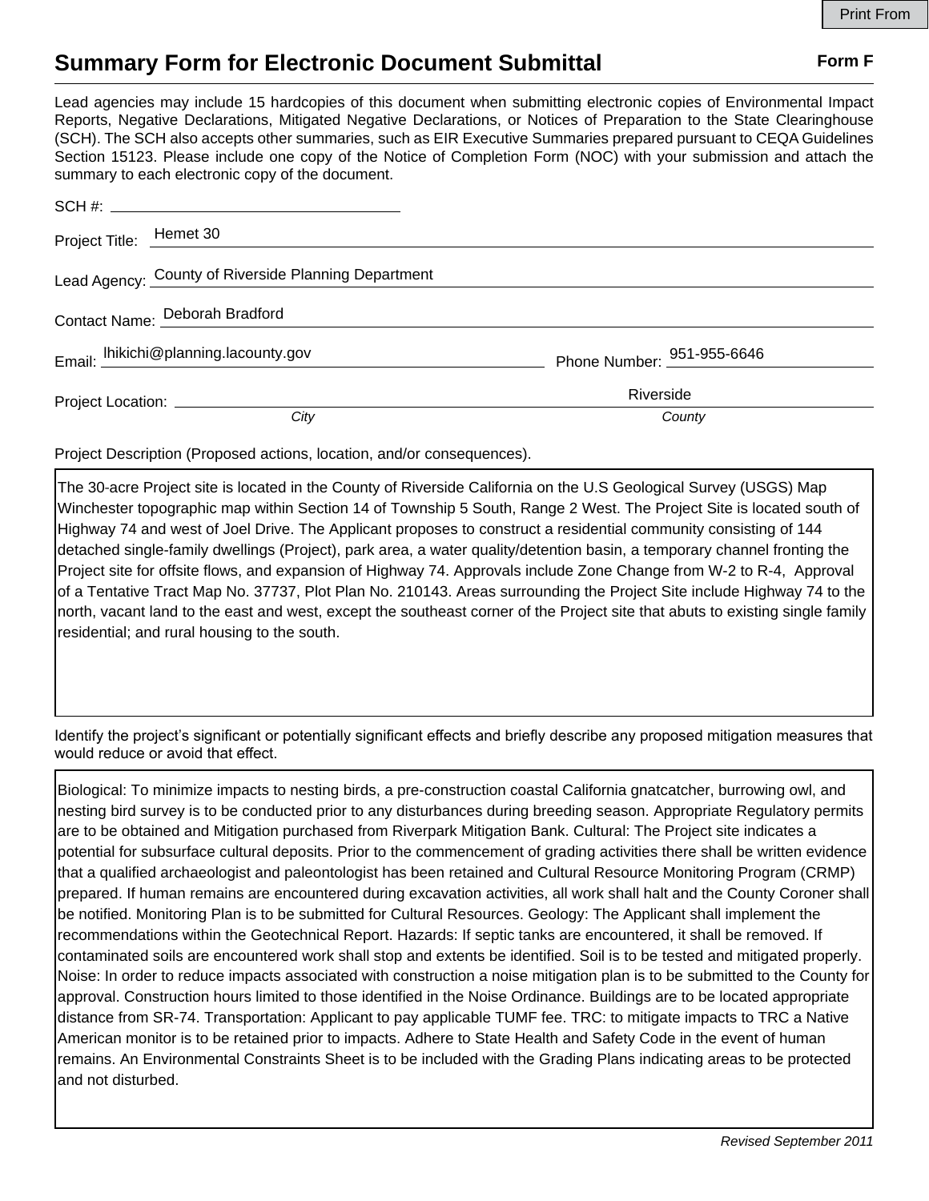Print From

# Summary Form for Electronic Document Submittal

**Form F**

Lead agencies may include 15 hardcopies of this document when submitting electronic copies of Environmental Impact Reports, Negative Declarations, Mitigated Negative Declarations, or Notices of Preparation to the State Clearinghouse (SCH). The SCH also accepts other summaries, such as EIR Executive Summaries prepared pursuant to CEQA Guidelines Section 15123. Please include one copy of the Notice of Completion Form (NOC) with your submission and attach the summary to each electronic copy of the document.

SCH #: 

Project Title: Hemet 30

Lead Agency: County of Riverside Planning Department

Contact Name: Deborah Bradford

Email: lhikichi@planning.lacounty.gov Phone Number: 951-955-6646

Project Location: _City_ Riverside _County_

Project Description (Proposed actions, location, and/or consequences).

The 30-acre Project site is located in the County of Riverside California on the U.S Geological Survey (USGS) Map Winchester topographic map within Section 14 of Township 5 South, Range 2 West. The Project Site is located south of Highway 74 and west of Joel Drive. The Applicant proposes to construct a residential community consisting of 144 detached single-family dwellings (Project), park area, a water quality/detention basin, a temporary channel fronting the Project site for offsite flows, and expansion of Highway 74. Approvals include Zone Change from W-2 to R-4, Approval of a Tentative Tract Map No. 37737, Plot Plan No. 210143. Areas surrounding the Project Site include Highway 74 to the north, vacant land to the east and west, except the southeast corner of the Project site that abuts to existing single family residential; and rural housing to the south.

Identify the project's significant or potentially significant effects and briefly describe any proposed mitigation measures that would reduce or avoid that effect.

Biological: To minimize impacts to nesting birds, a pre-construction coastal California gnatcatcher, burrowing owl, and nesting bird survey is to be conducted prior to any disturbances during breeding season. Appropriate Regulatory permits are to be obtained and Mitigation purchased from Riverpark Mitigation Bank. Cultural: The Project site indicates a potential for subsurface cultural deposits. Prior to the commencement of grading activities there shall be written evidence that a qualified archaeologist and paleontologist has been retained and Cultural Resource Monitoring Program (CRMP) prepared. If human remains are encountered during excavation activities, all work shall halt and the County Coroner shall be notified. Monitoring Plan is to be submitted for Cultural Resources. Geology: The Applicant shall implement the recommendations within the Geotechnical Report. Hazards: If septic tanks are encountered, it shall be removed. If contaminated soils are encountered work shall stop and extents be identified. Soil is to be tested and mitigated properly. Noise: In order to reduce impacts associated with construction a noise mitigation plan is to be submitted to the County for approval. Construction hours limited to those identified in the Noise Ordinance. Buildings are to be located appropriate distance from SR-74. Transportation: Applicant to pay applicable TUMF fee. TRC: to mitigate impacts to TRC a Native American monitor is to be retained prior to impacts. Adhere to State Health and Safety Code in the event of human remains. An Environmental Constraints Sheet is to be included with the Grading Plans indicating areas to be protected and not disturbed.

_Revised September 2011_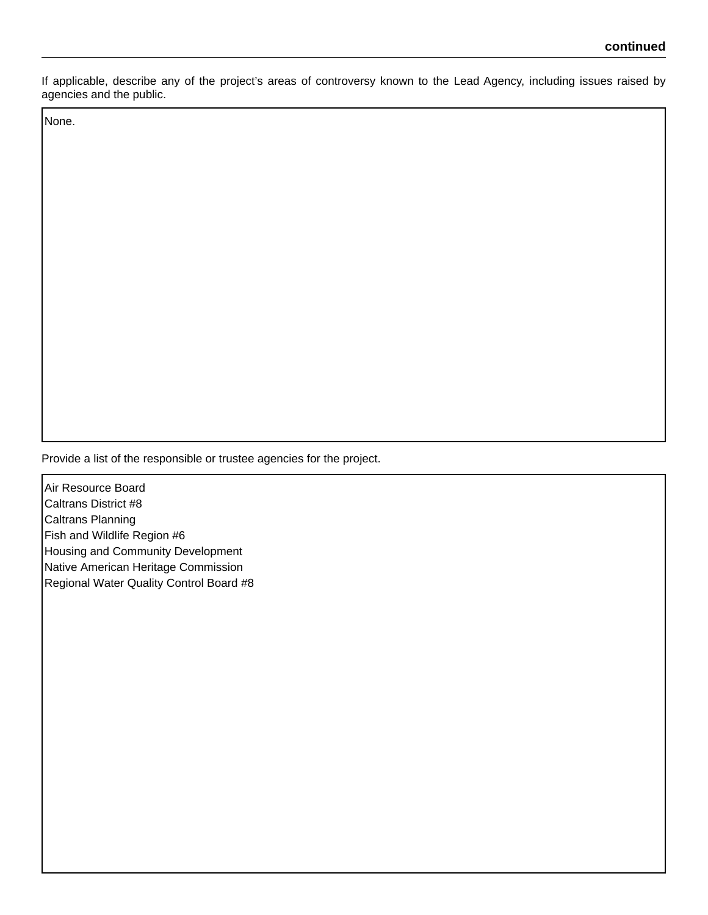**continued**

If applicable, describe any of the project's areas of controversy known to the Lead Agency, including issues raised by agencies and the public.

None.

Provide a list of the responsible or trustee agencies for the project.

Air Resource Board
Caltrans District #8
Caltrans Planning
Fish and Wildlife Region #6
Housing and Community Development
Native American Heritage Commission
Regional Water Quality Control Board #8